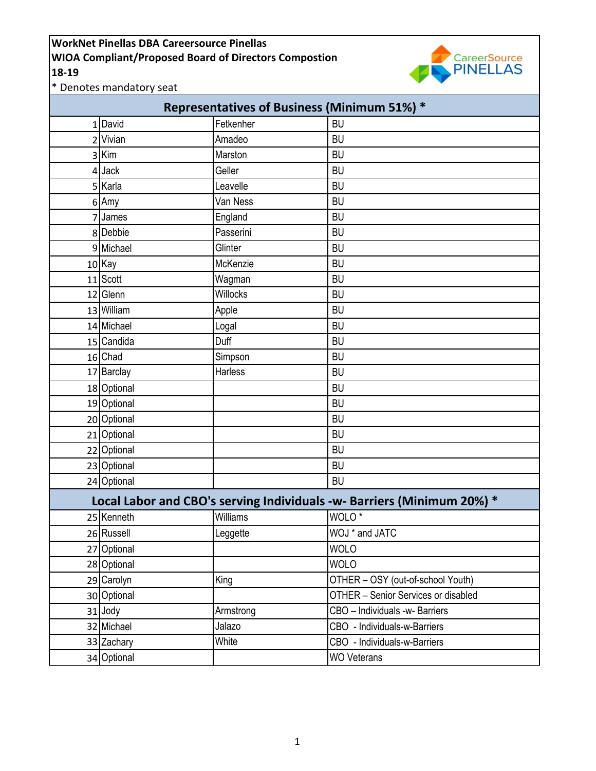**WorkNet Pinellas DBA Careersource Pinellas**
**WIOA Compliant/Proposed Board of Directors Compostion**
**18-19**

\* Denotes mandatory seat

| # | First Name | Last Name | Category |
|---|---|---|---|
| **Representatives of Business (Minimum 51%) \*** | | | |
| 1 | David | Fetkenher | BU |
| 2 | Vivian | Amadeo | BU |
| 3 | Kim | Marston | BU |
| 4 | Jack | Geller | BU |
| 5 | Karla | Leavelle | BU |
| 6 | Amy | Van Ness | BU |
| 7 | James | England | BU |
| 8 | Debbie | Passerini | BU |
| 9 | Michael | Glinter | BU |
| 10 | Kay | McKenzie | BU |
| 11 | Scott | Wagman | BU |
| 12 | Glenn | Willocks | BU |
| 13 | William | Apple | BU |
| 14 | Michael | Logal | BU |
| 15 | Candida | Duff | BU |
| 16 | Chad | Simpson | BU |
| 17 | Barclay | Harless | BU |
| 18 | Optional | | BU |
| 19 | Optional | | BU |
| 20 | Optional | | BU |
| 21 | Optional | | BU |
| 22 | Optional | | BU |
| 23 | Optional | | BU |
| 24 | Optional | | BU |
| **Local Labor and CBO's serving Individuals -w- Barriers (Minimum 20%) \*** | | | |
| 25 | Kenneth | Williams | WOLO \* |
| 26 | Russell | Leggette | WOJ \* and JATC |
| 27 | Optional | | WOLO |
| 28 | Optional | | WOLO |
| 29 | Carolyn | King | OTHER – OSY (out-of-school Youth) |
| 30 | Optional | | OTHER – Senior Services or disabled |
| 31 | Jody | Armstrong | CBO – Individuals -w- Barriers |
| 32 | Michael | Jalazo | CBO - Individuals-w-Barriers |
| 33 | Zachary | White | CBO - Individuals-w-Barriers |
| 34 | Optional | | WO Veterans |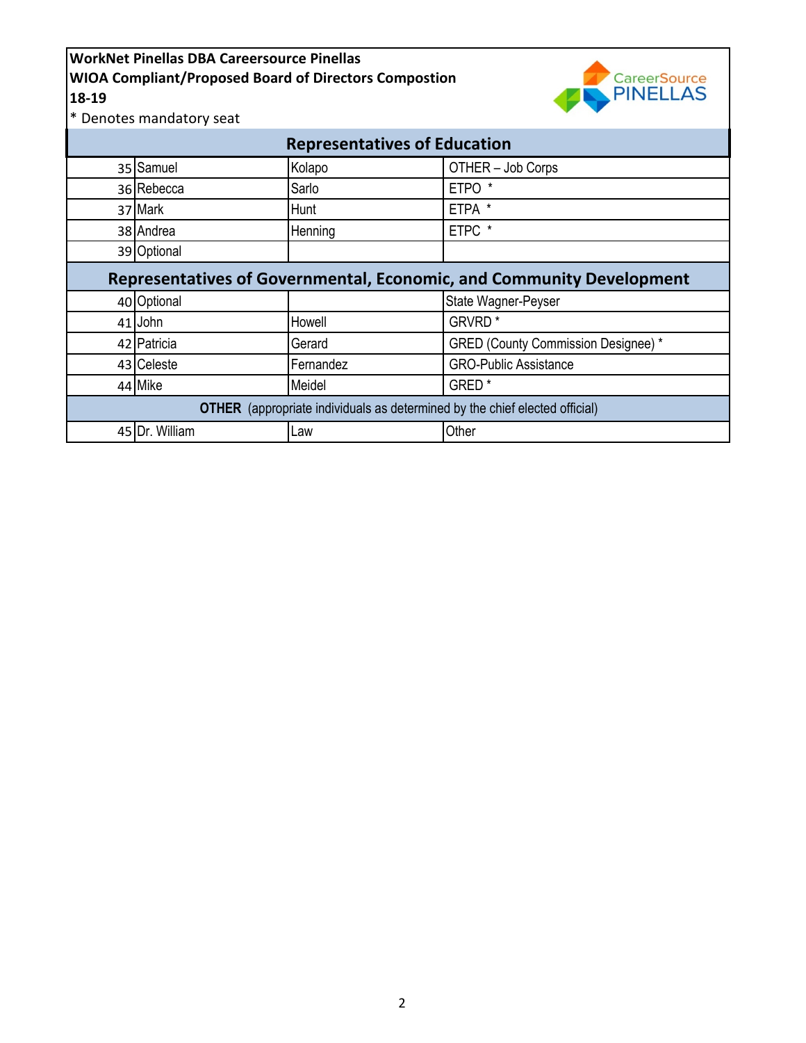**WorkNet Pinellas DBA Careersource Pinellas**
**WIOA Compliant/Proposed Board of Directors Compostion**
**18-19**
* Denotes mandatory seat

| | | | |
|---|---|---|---|
| **Representatives of Education** | | | |
| 35 | Samuel | Kolapo | OTHER – Job Corps |
| 36 | Rebecca | Sarlo | ETPO * |
| 37 | Mark | Hunt | ETPA * |
| 38 | Andrea | Henning | ETPC * |
| 39 | Optional | | |
| **Representatives of Governmental, Economic, and Community Development** | | | |
| 40 | Optional | | State Wagner-Peyser |
| 41 | John | Howell | GRVRD * |
| 42 | Patricia | Gerard | GRED (County Commission Designee) * |
| 43 | Celeste | Fernandez | GRO-Public Assistance |
| 44 | Mike | Meidel | GRED * |
| **OTHER** (appropriate individuals as determined by the chief elected official) | | | |
| 45 | Dr. William | Law | Other |